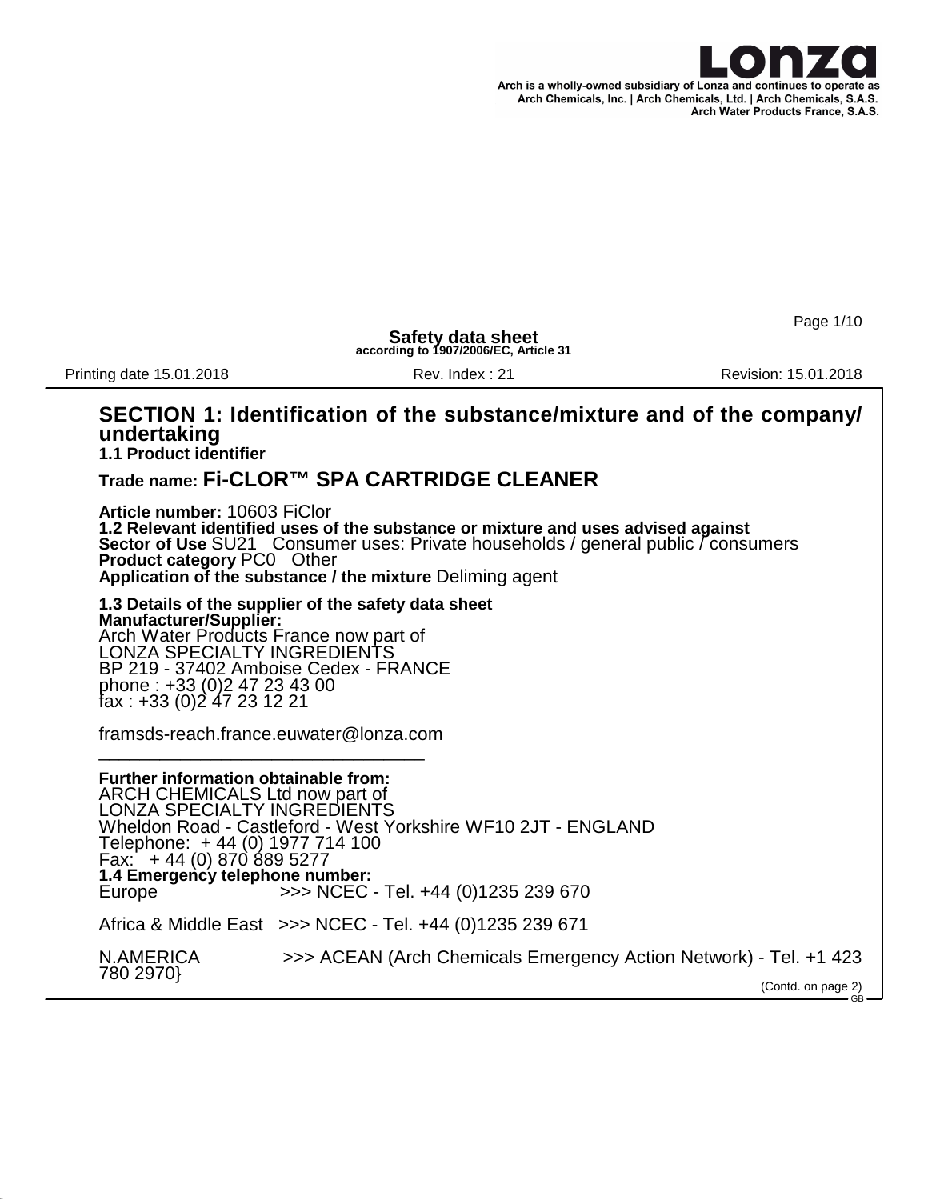Arch is a wholly-owned subsidiary of Lonza and continues to operate as Arch Chemicals, Inc. | Arch Chemicals, Ltd. | Arch Chemicals, S.A.S. Arch Water Products France, S.A.S.

# Safety data sheet

**according to 1907/2006/EC, Article 31**

Printing date 15.01.2018 Rev. Index : 21 Revision: 15.01.2018

## SECTION 1: Identification of the substance/mixture and of the company/undertaking

**1.1 Product identifier**

**Trade name: Fi-CLOR™ SPA CARTRIDGE CLEANER**

**Article number:** 10603 FiClor

**1.2 Relevant identified uses of the substance or mixture and uses advised against**

**Sector of Use** SU21 Consumer uses: Private households / general public / consumers

**Product category** PC0 Other

**Application of the substance / the mixture** Deliming agent

**1.3 Details of the supplier of the safety data sheet**

**Manufacturer/Supplier:**

Arch Water Products France now part of
LONZA SPECIALTY INGREDIENTS
BP 219 - 37402 Amboise Cedex - FRANCE
phone : +33 (0)2 47 23 43 00
fax : +33 (0)2 47 23 12 21

framsds-reach.france.euwater@lonza.com

---

**Further information obtainable from:**

ARCH CHEMICALS Ltd now part of
LONZA SPECIALTY INGREDIENTS
Wheldon Road - Castleford - West Yorkshire WF10 2JT - ENGLAND
Telephone: + 44 (0) 1977 714 100
Fax: + 44 (0) 870 889 5277

**1.4 Emergency telephone number:**

Europe >>> NCEC - Tel. +44 (0)1235 239 670

Africa & Middle East >>> NCEC - Tel. +44 (0)1235 239 671

N.AMERICA >>> ACEAN (Arch Chemicals Emergency Action Network) - Tel. +1 423 780 2970}

(Contd. on page 2)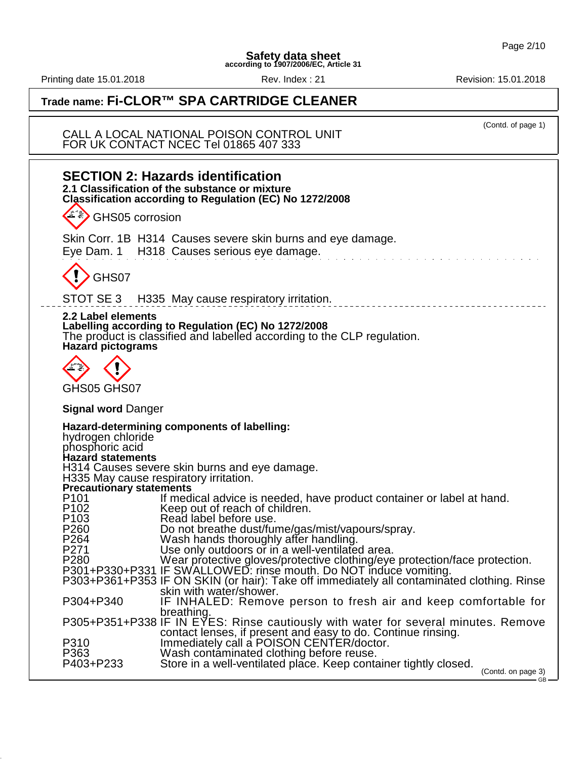**Safety data sheet**
according to 1907/2006/EC, Article 31

Printing date 15.01.2018 | Rev. Index : 21 | Revision: 15.01.2018

**Trade name: Fi-CLOR™ SPA CARTRIDGE CLEANER**

(Contd. of page 1)

CALL A LOCAL NATIONAL POISON CONTROL UNIT
FOR UK CONTACT NCEC Tel 01865 407 333

## SECTION 2: Hazards identification

**2.1 Classification of the substance or mixture**

**Classification according to Regulation (EC) No 1272/2008**

GHS05 corrosion

Skin Corr. 1B H314 Causes severe skin burns and eye damage.
Eye Dam. 1 H318 Causes serious eye damage.

GHS07

STOT SE 3 H335 May cause respiratory irritation.

**2.2 Label elements**

**Labelling according to Regulation (EC) No 1272/2008**

The product is classified and labelled according to the CLP regulation.

**Hazard pictograms**

GHS05 GHS07

**Signal word** Danger

**Hazard-determining components of labelling:**
hydrogen chloride
phosphoric acid

**Hazard statements**
H314 Causes severe skin burns and eye damage.
H335 May cause respiratory irritation.

**Precautionary statements**

| | |
|---|---|
| P101 | If medical advice is needed, have product container or label at hand. |
| P102 | Keep out of reach of children. |
| P103 | Read label before use. |
| P260 | Do not breathe dust/fume/gas/mist/vapours/spray. |
| P264 | Wash hands thoroughly after handling. |
| P271 | Use only outdoors or in a well-ventilated area. |
| P280 | Wear protective gloves/protective clothing/eye protection/face protection. |
| P301+P330+P331 | IF SWALLOWED: rinse mouth. Do NOT induce vomiting. |
| P303+P361+P353 | IF ON SKIN (or hair): Take off immediately all contaminated clothing. Rinse skin with water/shower. |
| P304+P340 | IF INHALED: Remove person to fresh air and keep comfortable for breathing. |
| P305+P351+P338 | IF IN EYES: Rinse cautiously with water for several minutes. Remove contact lenses, if present and easy to do. Continue rinsing. |
| P310 | Immediately call a POISON CENTER/doctor. |
| P363 | Wash contaminated clothing before reuse. |
| P403+P233 | Store in a well-ventilated place. Keep container tightly closed. |

(Contd. on page 3)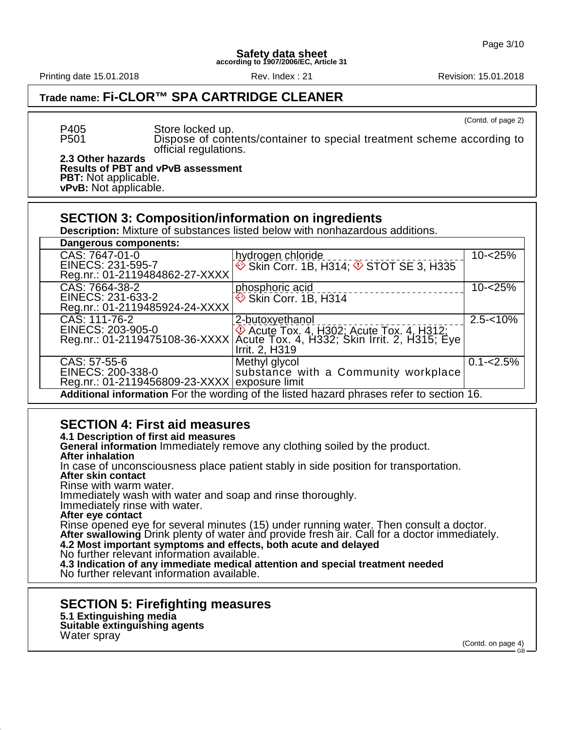**Trade name: Fi-CLOR™ SPA CARTRIDGE CLEANER**

(Contd. of page 2)

P405 Store locked up.
P501 Dispose of contents/container to special treatment scheme according to official regulations.

**2.3 Other hazards**
**Results of PBT and vPvB assessment**
**PBT:** Not applicable.
**vPvB:** Not applicable.

## SECTION 3: Composition/information on ingredients

**Description:** Mixture of substances listed below with nonhazardous additions.

| Dangerous components: | | |
|---|---|---|
| CAS: 7647-01-0<br>EINECS: 231-595-7<br>Reg.nr.: 01-2119484862-27-XXXX | hydrogen chloride<br>Skin Corr. 1B, H314; STOT SE 3, H335 | 10-<25% |
| CAS: 7664-38-2<br>EINECS: 231-633-2<br>Reg.nr.: 01-2119485924-24-XXXX | phosphoric acid<br>Skin Corr. 1B, H314 | 10-<25% |
| CAS: 111-76-2<br>EINECS: 203-905-0<br>Reg.nr.: 01-2119475108-36-XXXX | 2-butoxyethanol<br>Acute Tox. 4, H302; Acute Tox. 4, H312; Acute Tox. 4, H332; Skin Irrit. 2, H315; Eye Irrit. 2, H319 | 2.5-<10% |
| CAS: 57-55-6<br>EINECS: 200-338-0<br>Reg.nr.: 01-2119456809-23-XXXX | Methyl glycol<br>substance with a Community workplace exposure limit | 0.1-<2.5% |

**Additional information** For the wording of the listed hazard phrases refer to section 16.

## SECTION 4: First aid measures

**4.1 Description of first aid measures**
**General information** Immediately remove any clothing soiled by the product.
**After inhalation**
In case of unconsciousness place patient stably in side position for transportation.
**After skin contact**
Rinse with warm water.
Immediately wash with water and soap and rinse thoroughly.
Immediately rinse with water.
**After eye contact**
Rinse opened eye for several minutes (15) under running water. Then consult a doctor.
**After swallowing** Drink plenty of water and provide fresh air. Call for a doctor immediately.
**4.2 Most important symptoms and effects, both acute and delayed**
No further relevant information available.
**4.3 Indication of any immediate medical attention and special treatment needed**
No further relevant information available.

## SECTION 5: Firefighting measures

**5.1 Extinguishing media**
**Suitable extinguishing agents**
Water spray

(Contd. on page 4)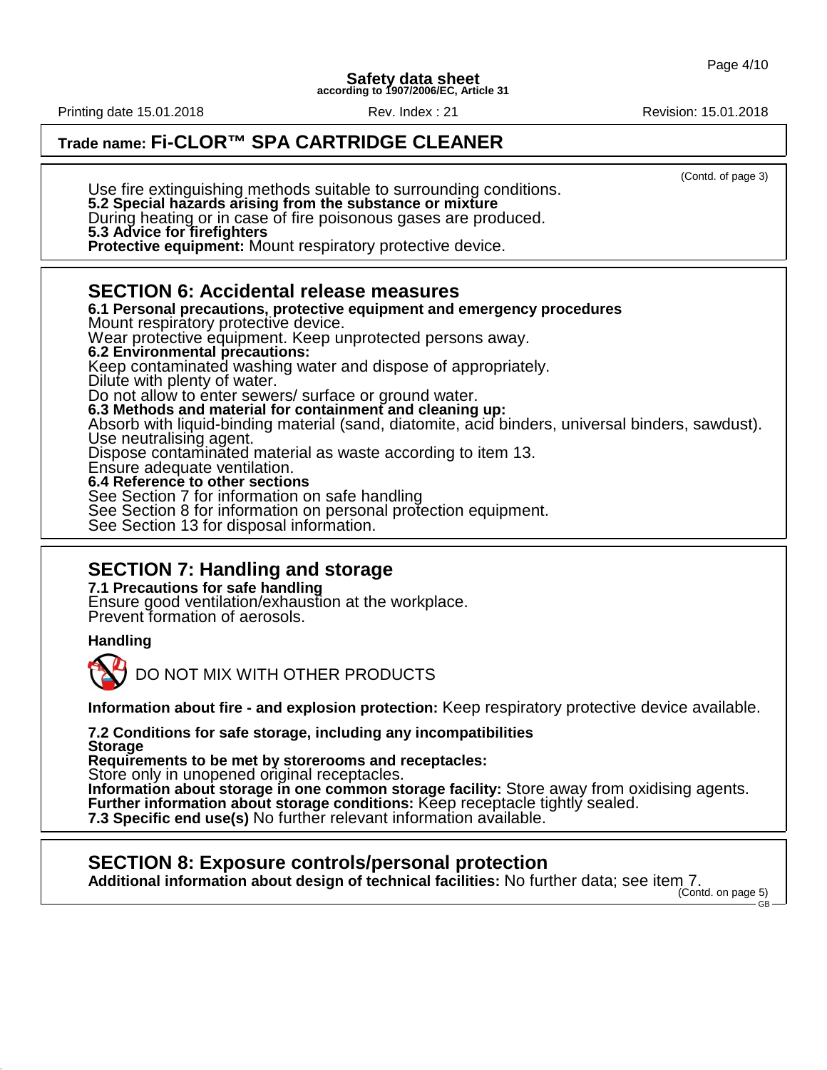**Trade name: Fi-CLOR™ SPA CARTRIDGE CLEANER**

(Contd. of page 3)

Use fire extinguishing methods suitable to surrounding conditions.
**5.2 Special hazards arising from the substance or mixture**
During heating or in case of fire poisonous gases are produced.
**5.3 Advice for firefighters**
**Protective equipment:** Mount respiratory protective device.

## SECTION 6: Accidental release measures

**6.1 Personal precautions, protective equipment and emergency procedures**
Mount respiratory protective device.
Wear protective equipment. Keep unprotected persons away.
**6.2 Environmental precautions:**
Keep contaminated washing water and dispose of appropriately.
Dilute with plenty of water.
Do not allow to enter sewers/ surface or ground water.
**6.3 Methods and material for containment and cleaning up:**
Absorb with liquid-binding material (sand, diatomite, acid binders, universal binders, sawdust).
Use neutralising agent.
Dispose contaminated material as waste according to item 13.
Ensure adequate ventilation.
**6.4 Reference to other sections**
See Section 7 for information on safe handling
See Section 8 for information on personal protection equipment.
See Section 13 for disposal information.

## SECTION 7: Handling and storage

**7.1 Precautions for safe handling**
Ensure good ventilation/exhaustion at the workplace.
Prevent formation of aerosols.

**Handling**

DO NOT MIX WITH OTHER PRODUCTS

**Information about fire - and explosion protection:** Keep respiratory protective device available.

**7.2 Conditions for safe storage, including any incompatibilities**
**Storage**
**Requirements to be met by storerooms and receptacles:**
Store only in unopened original receptacles.
**Information about storage in one common storage facility:** Store away from oxidising agents.
**Further information about storage conditions:** Keep receptacle tightly sealed.
**7.3 Specific end use(s)** No further relevant information available.

## SECTION 8: Exposure controls/personal protection

**Additional information about design of technical facilities:** No further data; see item 7.

(Contd. on page 5)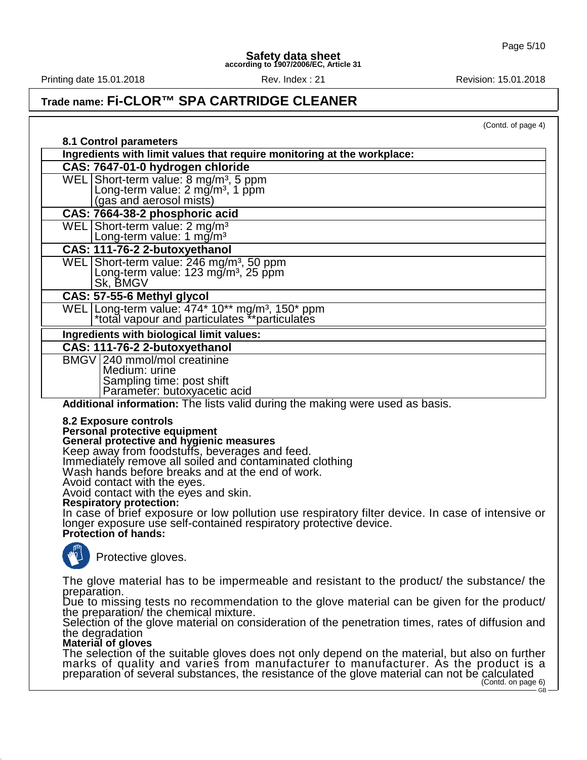Safety data sheet
according to 1907/2006/EC, Article 31

Printing date 15.01.2018 Rev. Index : 21 Revision: 15.01.2018

## Trade name: Fi-CLOR™ SPA CARTRIDGE CLEANER

(Contd. of page 4)

### 8.1 Control parameters

| Ingredients with limit values that require monitoring at the workplace: | |
|---|---|
| **CAS: 7647-01-0 hydrogen chloride** | |
| WEL | Short-term value: 8 mg/m³, 5 ppm<br>Long-term value: 2 mg/m³, 1 ppm<br>(gas and aerosol mists) |
| **CAS: 7664-38-2 phosphoric acid** | |
| WEL | Short-term value: 2 mg/m³<br>Long-term value: 1 mg/m³ |
| **CAS: 111-76-2 2-butoxyethanol** | |
| WEL | Short-term value: 246 mg/m³, 50 ppm<br>Long-term value: 123 mg/m³, 25 ppm<br>Sk, BMGV |
| **CAS: 57-55-6 Methyl glycol** | |
| WEL | Long-term value: 474* 10** mg/m³, 150* ppm<br>*total vapour and particulates **particulates |

| Ingredients with biological limit values: | |
|---|---|
| **CAS: 111-76-2 2-butoxyethanol** | |
| BMGV | 240 mmol/mol creatinine<br>Medium: urine<br>Sampling time: post shift<br>Parameter: butoxyacetic acid |

**Additional information:** The lists valid during the making were used as basis.

### 8.2 Exposure controls

**Personal protective equipment**

**General protective and hygienic measures**

Keep away from foodstuffs, beverages and feed.
Immediately remove all soiled and contaminated clothing
Wash hands before breaks and at the end of work.
Avoid contact with the eyes.
Avoid contact with the eyes and skin.

**Respiratory protection:**

In case of brief exposure or low pollution use respiratory filter device. In case of intensive or longer exposure use self-contained respiratory protective device.

**Protection of hands:**

Protective gloves.

The glove material has to be impermeable and resistant to the product/ the substance/ the preparation.
Due to missing tests no recommendation to the glove material can be given for the product/ the preparation/ the chemical mixture.
Selection of the glove material on consideration of the penetration times, rates of diffusion and the degradation

**Material of gloves**

The selection of the suitable gloves does not only depend on the material, but also on further marks of quality and varies from manufacturer to manufacturer. As the product is a preparation of several substances, the resistance of the glove material can not be calculated

(Contd. on page 6)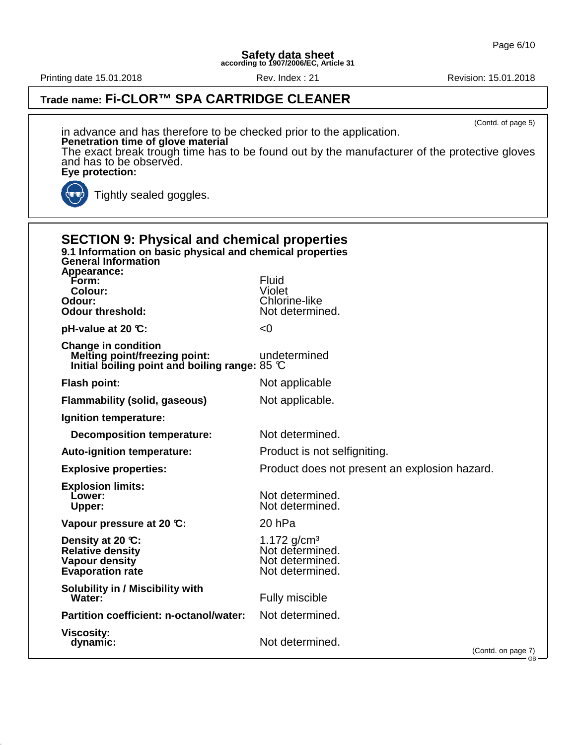## Trade name: Fi-CLOR™ SPA CARTRIDGE CLEANER

(Contd. of page 5)

in advance and has therefore to be checked prior to the application.

**Penetration time of glove material**

The exact break trough time has to be found out by the manufacturer of the protective gloves and has to be observed.

**Eye protection:**

Tightly sealed goggles.

## SECTION 9: Physical and chemical properties

### 9.1 Information on basic physical and chemical properties

**General Information**

| | |
|---|---|
| **Appearance:** | |
| **Form:** | Fluid |
| **Colour:** | Violet |
| **Odour:** | Chlorine-like |
| **Odour threshold:** | Not determined. |
| **pH-value at 20 °C:** | <0 |
| **Change in condition** | |
| **Melting point/freezing point:** | undetermined |
| **Initial boiling point and boiling range:** | 85 °C |
| **Flash point:** | Not applicable |
| **Flammability (solid, gaseous)** | Not applicable. |
| **Ignition temperature:** | |
| **Decomposition temperature:** | Not determined. |
| **Auto-ignition temperature:** | Product is not selfigniting. |
| **Explosive properties:** | Product does not present an explosion hazard. |
| **Explosion limits:** | |
| **Lower:** | Not determined. |
| **Upper:** | Not determined. |
| **Vapour pressure at 20 °C:** | 20 hPa |
| **Density at 20 °C:** | 1.172 g/cm³ |
| **Relative density** | Not determined. |
| **Vapour density** | Not determined. |
| **Evaporation rate** | Not determined. |
| **Solubility in / Miscibility with** | |
| **Water:** | Fully miscible |
| **Partition coefficient: n-octanol/water:** | Not determined. |
| **Viscosity:** | |
| **dynamic:** | Not determined. |

(Contd. on page 7)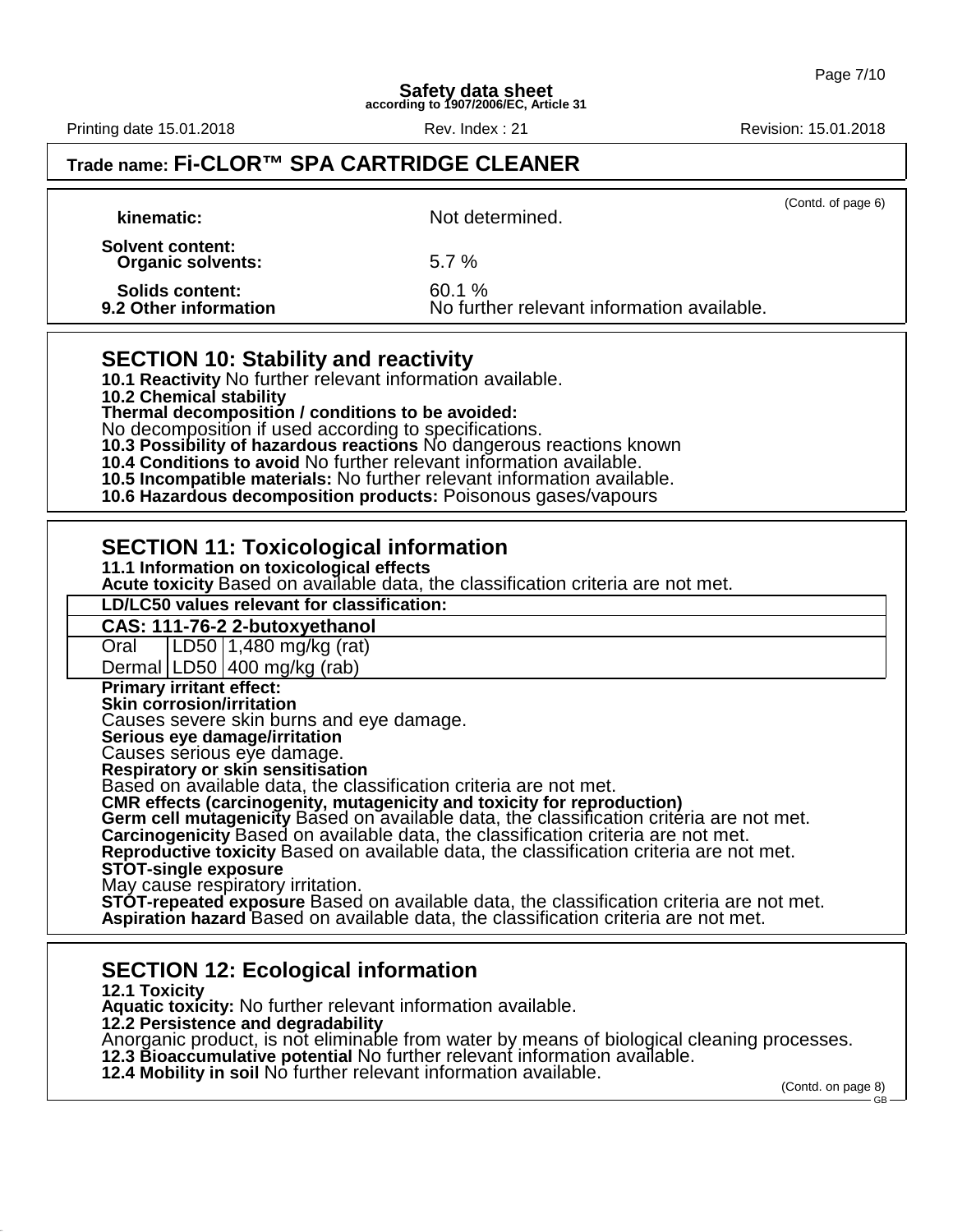**Trade name: Fi-CLOR™ SPA CARTRIDGE CLEANER**

(Contd. of page 6)

**kinematic:** Not determined.

**Solvent content:**

**Organic solvents:** 5.7 %

**Solids content:** 60.1 %

**9.2 Other information** No further relevant information available.

## SECTION 10: Stability and reactivity

**10.1 Reactivity** No further relevant information available.

**10.2 Chemical stability**

**Thermal decomposition / conditions to be avoided:**

No decomposition if used according to specifications.

**10.3 Possibility of hazardous reactions** No dangerous reactions known

**10.4 Conditions to avoid** No further relevant information available.

**10.5 Incompatible materials:** No further relevant information available.

**10.6 Hazardous decomposition products:** Poisonous gases/vapours

## SECTION 11: Toxicological information

**11.1 Information on toxicological effects**

**Acute toxicity** Based on available data, the classification criteria are not met.

| **LD/LC50 values relevant for classification:** | | |
|---|---|---|
| **CAS: 111-76-2 2-butoxyethanol** | | |
| Oral | LD50 | 1,480 mg/kg (rat) |
| Dermal | LD50 | 400 mg/kg (rab) |

**Primary irritant effect:**

**Skin corrosion/irritation**

Causes severe skin burns and eye damage.

**Serious eye damage/irritation**

Causes serious eye damage.

**Respiratory or skin sensitisation**

Based on available data, the classification criteria are not met.

**CMR effects (carcinogenity, mutagenicity and toxicity for reproduction)**

**Germ cell mutagenicity** Based on available data, the classification criteria are not met.

**Carcinogenicity** Based on available data, the classification criteria are not met.

**Reproductive toxicity** Based on available data, the classification criteria are not met.

**STOT-single exposure**

May cause respiratory irritation.

**STOT-repeated exposure** Based on available data, the classification criteria are not met.

**Aspiration hazard** Based on available data, the classification criteria are not met.

## SECTION 12: Ecological information

**12.1 Toxicity**

**Aquatic toxicity:** No further relevant information available.

**12.2 Persistence and degradability**

Anorganic product, is not eliminable from water by means of biological cleaning processes.

**12.3 Bioaccumulative potential** No further relevant information available.

**12.4 Mobility in soil** No further relevant information available.

(Contd. on page 8)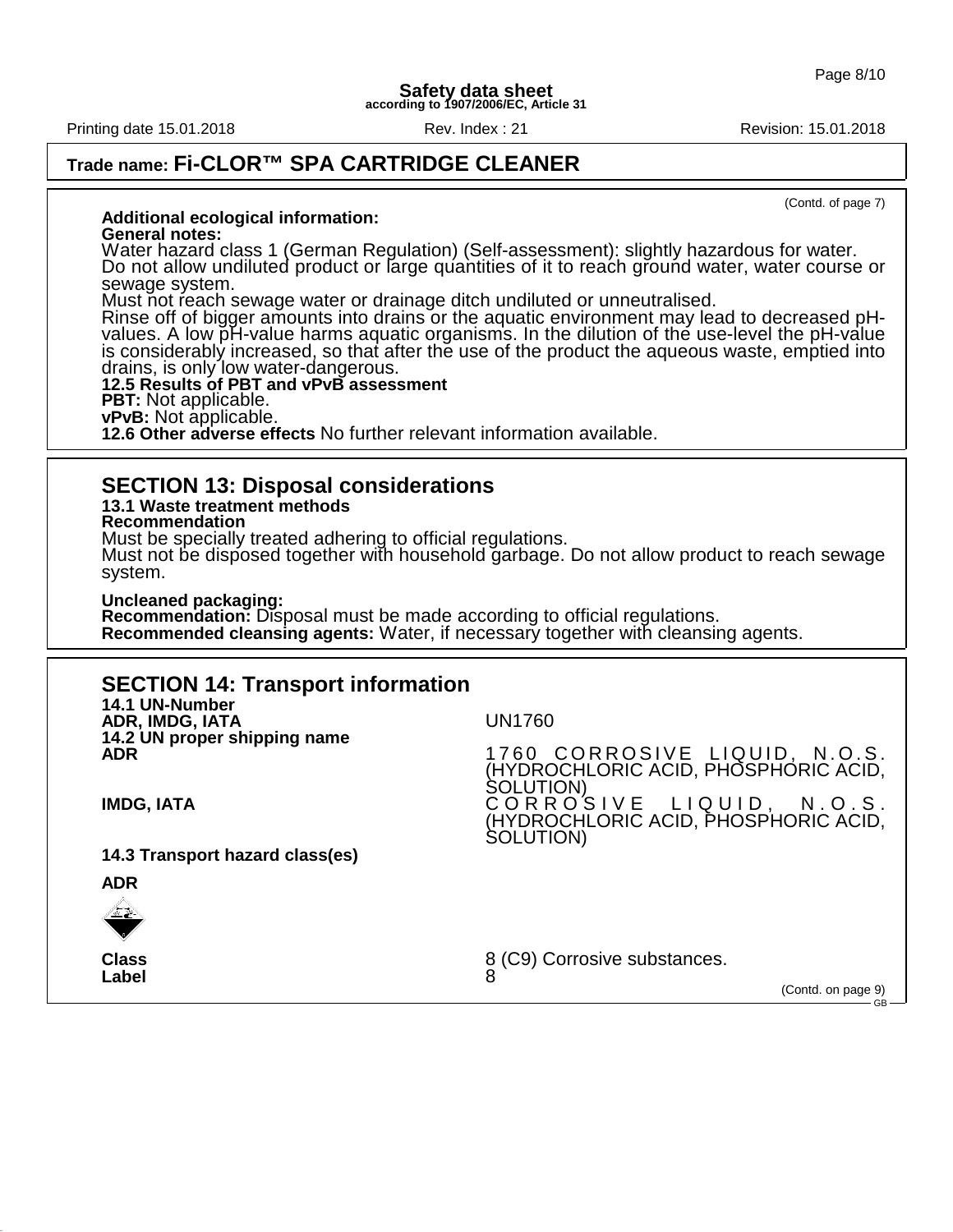**Trade name: Fi-CLOR™ SPA CARTRIDGE CLEANER**

(Contd. of page 7)

**Additional ecological information:**

**General notes:**

Water hazard class 1 (German Regulation) (Self-assessment): slightly hazardous for water.
Do not allow undiluted product or large quantities of it to reach ground water, water course or sewage system.
Must not reach sewage water or drainage ditch undiluted or unneutralised.
Rinse off of bigger amounts into drains or the aquatic environment may lead to decreased pH-values. A low pH-value harms aquatic organisms. In the dilution of the use-level the pH-value is considerably increased, so that after the use of the product the aqueous waste, emptied into drains, is only low water-dangerous.

**12.5 Results of PBT and vPvB assessment**

**PBT:** Not applicable.

**vPvB:** Not applicable.

**12.6 Other adverse effects** No further relevant information available.

## SECTION 13: Disposal considerations

**13.1 Waste treatment methods**

**Recommendation**

Must be specially treated adhering to official regulations.
Must not be disposed together with household garbage. Do not allow product to reach sewage system.

**Uncleaned packaging:**

**Recommendation:** Disposal must be made according to official regulations.

**Recommended cleansing agents:** Water, if necessary together with cleansing agents.

## SECTION 14: Transport information

**14.1 UN-Number**

**ADR, IMDG, IATA** UN1760

**14.2 UN proper shipping name**

**ADR** 1760 CORROSIVE LIQUID, N.O.S. (HYDROCHLORIC ACID, PHOSPHORIC ACID, SOLUTION)

**IMDG, IATA** CORROSIVE LIQUID, N.O.S. (HYDROCHLORIC ACID, PHOSPHORIC ACID, SOLUTION)

**14.3 Transport hazard class(es)**

**ADR**

**Class** 8 (C9) Corrosive substances.

**Label** 8

(Contd. on page 9)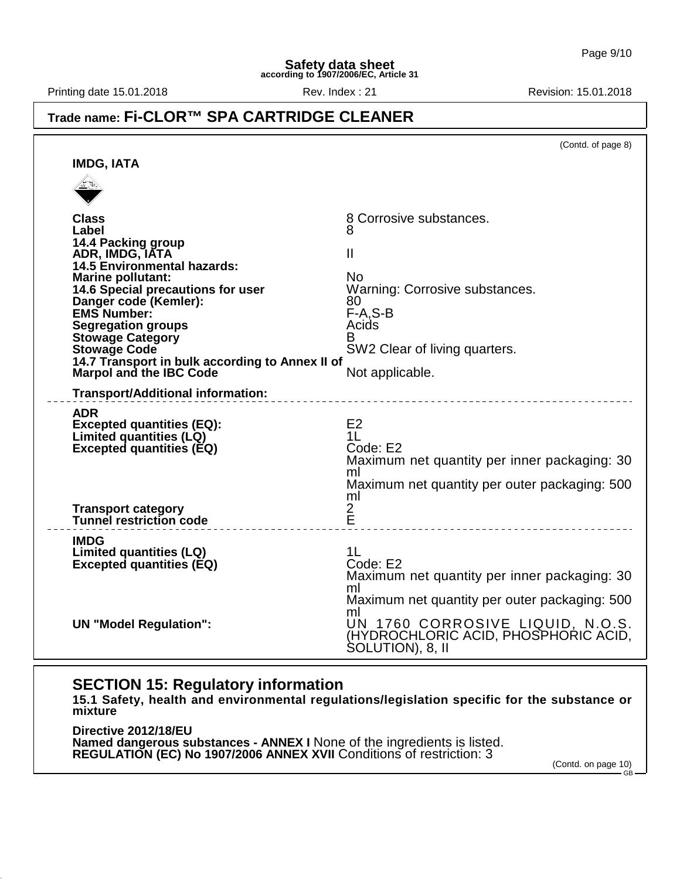(Contd. of page 8)

**IMDG, IATA**

| | |
|---|---|
| **Class** | 8 Corrosive substances. |
| **Label** | 8 |
| **14.4 Packing group** | |
| **ADR, IMDG, IATA** | II |
| **14.5 Environmental hazards:** | |
| **Marine pollutant:** | No |
| **14.6 Special precautions for user** | Warning: Corrosive substances. |
| **Danger code (Kemler):** | 80 |
| **EMS Number:** | F-A,S-B |
| **Segregation groups** | Acids |
| **Stowage Category** | B |
| **Stowage Code** | SW2 Clear of living quarters. |
| **14.7 Transport in bulk according to Annex II of Marpol and the IBC Code** | Not applicable. |

**Transport/Additional information:**

| | |
|---|---|
| **ADR** | |
| **Excepted quantities (EQ):** | E2 |
| **Limited quantities (LQ)** | 1L |
| **Excepted quantities (EQ)** | Code: E2<br>Maximum net quantity per inner packaging: 30 ml<br>Maximum net quantity per outer packaging: 500 ml |
| **Transport category** | 2 |
| **Tunnel restriction code** | E |

| | |
|---|---|
| **IMDG** | |
| **Limited quantities (LQ)** | 1L |
| **Excepted quantities (EQ)** | Code: E2<br>Maximum net quantity per inner packaging: 30 ml<br>Maximum net quantity per outer packaging: 500 ml |
| **UN "Model Regulation":** | UN 1760 CORROSIVE LIQUID, N.O.S. (HYDROCHLORIC ACID, PHOSPHORIC ACID, SOLUTION), 8, II |

## SECTION 15: Regulatory information

**15.1 Safety, health and environmental regulations/legislation specific for the substance or mixture**

**Directive 2012/18/EU**
**Named dangerous substances - ANNEX I** None of the ingredients is listed.
**REGULATION (EC) No 1907/2006 ANNEX XVII** Conditions of restriction: 3

(Contd. on page 10)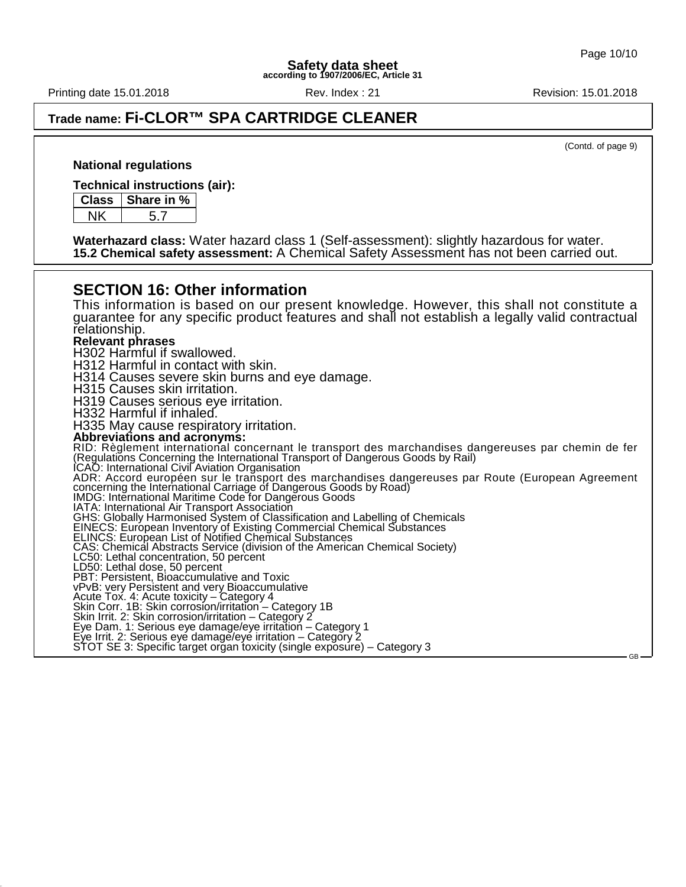**Trade name: Fi-CLOR™ SPA CARTRIDGE CLEANER**

(Contd. of page 9)

**National regulations**

**Technical instructions (air):**

| Class | Share in % |
|---|---|
| NK | 5.7 |

**Waterhazard class:** Water hazard class 1 (Self-assessment): slightly hazardous for water.
**15.2 Chemical safety assessment:** A Chemical Safety Assessment has not been carried out.

## SECTION 16: Other information

This information is based on our present knowledge. However, this shall not constitute a guarantee for any specific product features and shall not establish a legally valid contractual relationship.

**Relevant phrases**

H302 Harmful if swallowed.
H312 Harmful in contact with skin.
H314 Causes severe skin burns and eye damage.
H315 Causes skin irritation.
H319 Causes serious eye irritation.
H332 Harmful if inhaled.
H335 May cause respiratory irritation.

**Abbreviations and acronyms:**

RID: Règlement international concernant le transport des marchandises dangereuses par chemin de fer (Regulations Concerning the International Transport of Dangerous Goods by Rail)
ICAO: International Civil Aviation Organisation
ADR: Accord européen sur le transport des marchandises dangereuses par Route (European Agreement concerning the International Carriage of Dangerous Goods by Road)
IMDG: International Maritime Code for Dangerous Goods
IATA: International Air Transport Association
GHS: Globally Harmonised System of Classification and Labelling of Chemicals
EINECS: European Inventory of Existing Commercial Chemical Substances
ELINCS: European List of Notified Chemical Substances
CAS: Chemical Abstracts Service (division of the American Chemical Society)
LC50: Lethal concentration, 50 percent
LD50: Lethal dose, 50 percent
PBT: Persistent, Bioaccumulative and Toxic
vPvB: very Persistent and very Bioaccumulative
Acute Tox. 4: Acute toxicity – Category 4
Skin Corr. 1B: Skin corrosion/irritation – Category 1B
Skin Irrit. 2: Skin corrosion/irritation – Category 2
Eye Dam. 1: Serious eye damage/eye irritation – Category 1
Eye Irrit. 2: Serious eye damage/eye irritation – Category 2
STOT SE 3: Specific target organ toxicity (single exposure) – Category 3